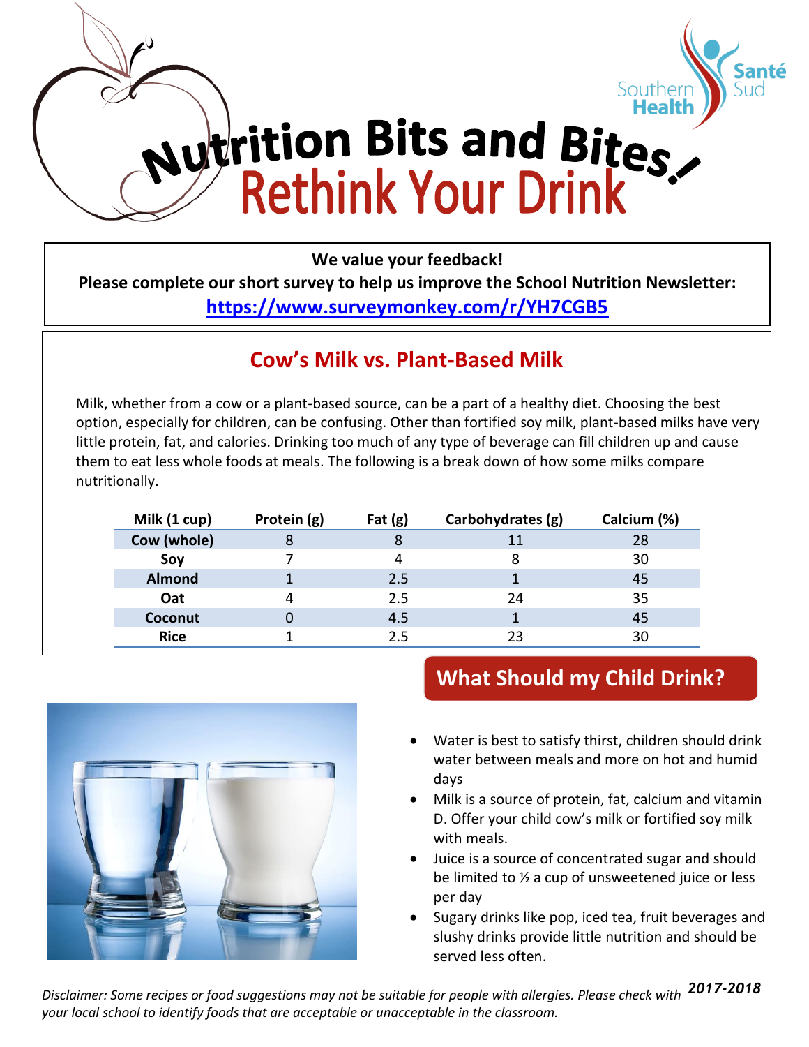# Nutrition Bits and Bites!

## Rethink Your Drink

Southern Health Santé Sud

**We value your feedback!**

**Please complete our short survey to help us improve the School Nutrition Newsletter:**

**https://www.surveymonkey.com/r/YH7CGB5**

## Cow's Milk vs. Plant-Based Milk

Milk, whether from a cow or a plant-based source, can be a part of a healthy diet. Choosing the best option, especially for children, can be confusing. Other than fortified soy milk, plant-based milks have very little protein, fat, and calories. Drinking too much of any type of beverage can fill children up and cause them to eat less whole foods at meals. The following is a break down of how some milks compare nutritionally.

| Milk (1 cup) | Protein (g) | Fat (g) | Carbohydrates (g) | Calcium (%) |
| --- | --- | --- | --- | --- |
| Cow (whole) | 8 | 8 | 11 | 28 |
| Soy | 7 | 4 | 8 | 30 |
| Almond | 1 | 2.5 | 1 | 45 |
| Oat | 4 | 2.5 | 24 | 35 |
| Coconut | 0 | 4.5 | 1 | 45 |
| Rice | 1 | 2.5 | 23 | 30 |

## What Should my Child Drink?

- Water is best to satisfy thirst, children should drink water between meals and more on hot and humid days
- Milk is a source of protein, fat, calcium and vitamin D. Offer your child cow's milk or fortified soy milk with meals.
- Juice is a source of concentrated sugar and should be limited to ½ a cup of unsweetened juice or less per day
- Sugary drinks like pop, iced tea, fruit beverages and slushy drinks provide little nutrition and should be served less often.

*Disclaimer: Some recipes or food suggestions may not be suitable for people with allergies. Please check with your local school to identify foods that are acceptable or unacceptable in the classroom.*

***2017-2018***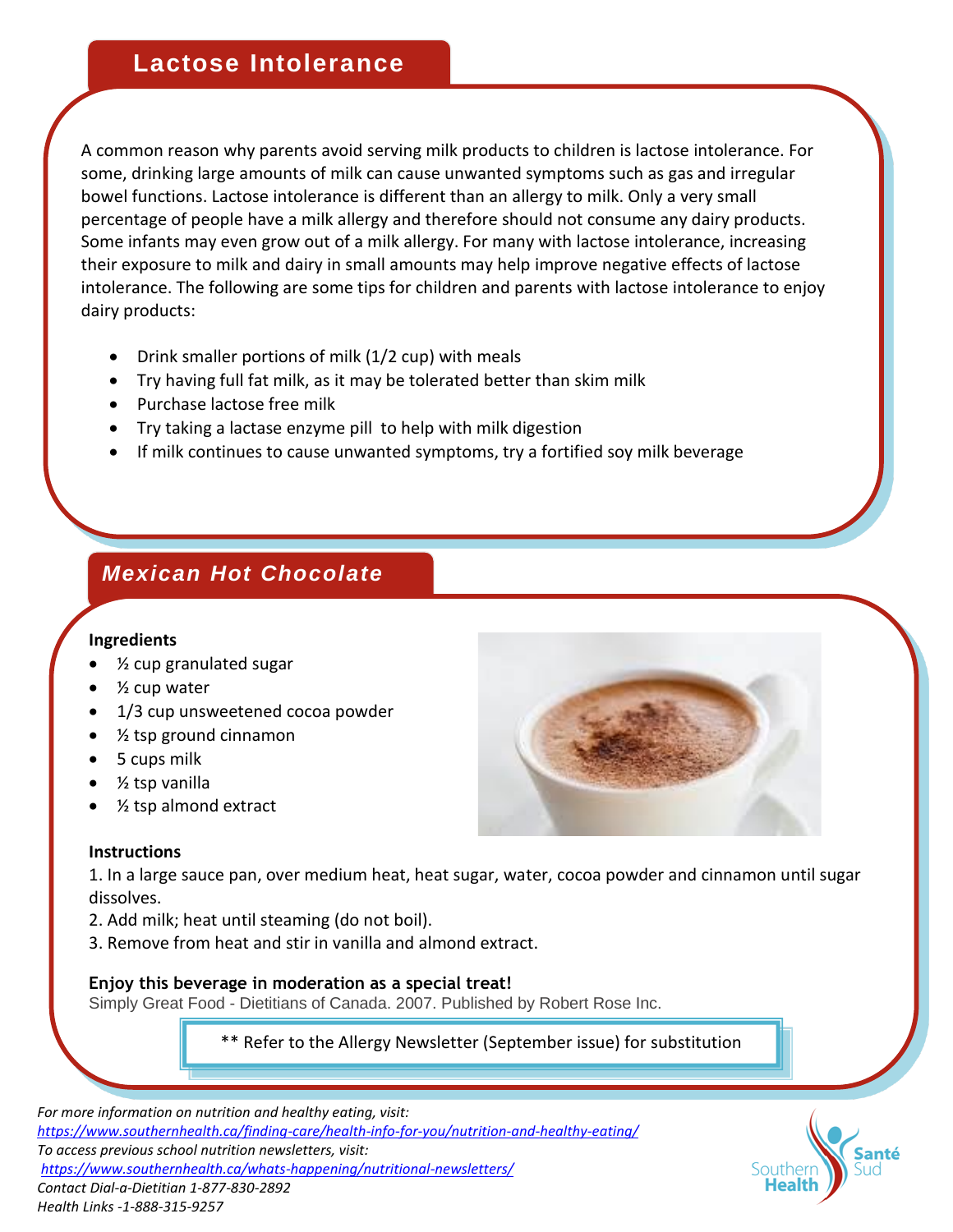## Lactose Intolerance

A common reason why parents avoid serving milk products to children is lactose intolerance. For some, drinking large amounts of milk can cause unwanted symptoms such as gas and irregular bowel functions. Lactose intolerance is different than an allergy to milk. Only a very small percentage of people have a milk allergy and therefore should not consume any dairy products. Some infants may even grow out of a milk allergy. For many with lactose intolerance, increasing their exposure to milk and dairy in small amounts may help improve negative effects of lactose intolerance. The following are some tips for children and parents with lactose intolerance to enjoy dairy products:

- Drink smaller portions of milk (1/2 cup) with meals
- Try having full fat milk, as it may be tolerated better than skim milk
- Purchase lactose free milk
- Try taking a lactase enzyme pill to help with milk digestion
- If milk continues to cause unwanted symptoms, try a fortified soy milk beverage

## *Mexican Hot Chocolate*

**Ingredients**

- ½ cup granulated sugar
- ½ cup water
- 1/3 cup unsweetened cocoa powder
- ½ tsp ground cinnamon
- 5 cups milk
- ½ tsp vanilla
- ½ tsp almond extract

**Instructions**

1. In a large sauce pan, over medium heat, heat sugar, water, cocoa powder and cinnamon until sugar dissolves.
2. Add milk; heat until steaming (do not boil).
3. Remove from heat and stir in vanilla and almond extract.

**Enjoy this beverage in moderation as a special treat!**

Simply Great Food - Dietitians of Canada. 2007. Published by Robert Rose Inc.

** Refer to the Allergy Newsletter (September issue) for substitution

*For more information on nutrition and healthy eating, visit:*
*https://www.southernhealth.ca/finding-care/health-info-for-you/nutrition-and-healthy-eating/*
*To access previous school nutrition newsletters, visit:*
*https://www.southernhealth.ca/whats-happening/nutritional-newsletters/*
*Contact Dial-a-Dietitian 1-877-830-2892*
*Health Links -1-888-315-9257*

Southern Health Santé Sud